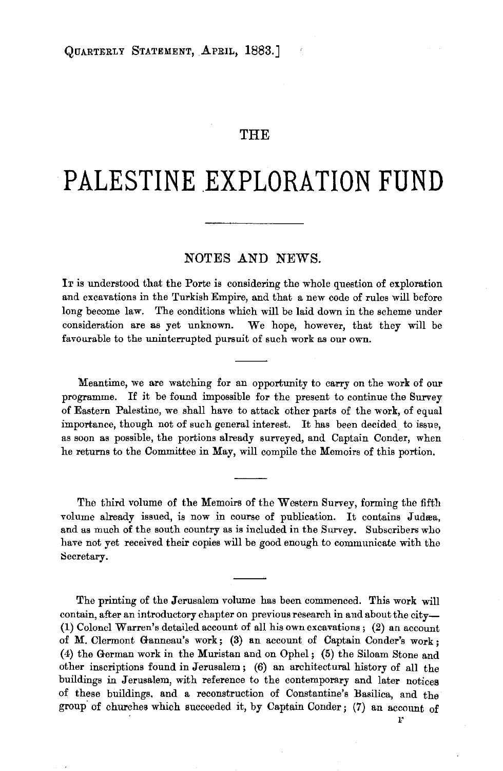# THE

# PALESTINE EXPLORATION FUND

## NOTES AND NEWS.

It is understood that the Porte is considering the whole question of exploration and excavations in the Turkish Empire, and that a new code of rules will before long become law. The conditions which will be laid down in the scheme under consideration are as yet unknown. We hope, however, that they will be favourable to the uninterrupted pursuit of such work as our own.

---

Meantime, we are watching for an opportunity to carry on the work of our programme. If it be found impossible for the present to continue the Survey of Eastern Palestine, we shall have to attack other parts of the work, of equal importance, though not of such general interest. It has been decided to issue, as soon as possible, the portions already surveyed, and Captain Conder, when he returns to the Committee in May, will compile the Memoirs of this portion.

---

The third volume of the Memoirs of the Western Survey, forming the fifth volume already issued, is now in course of publication. It contains Judæa, and as much of the south country as is included in the Survey. Subscribers who have not yet received their copies will be good enough to communicate with the Secretary.

---

The printing of the Jerusalem volume has been commenced. This work will contain, after an introductory chapter on previous research in and about the city—(1) Colonel Warren's detailed account of all his own excavations; (2) an account of M. Clermont Ganneau's work; (3) an account of Captain Conder's work; (4) the German work in the Muristan and on Ophel; (5) the Siloam Stone and other inscriptions found in Jerusalem; (6) an architectural history of all the buildings in Jerusalem, with reference to the contemporary and later notices of these buildings, and a reconstruction of Constantine's Basilica, and the group of churches which succeeded it, by Captain Conder; (7) an account of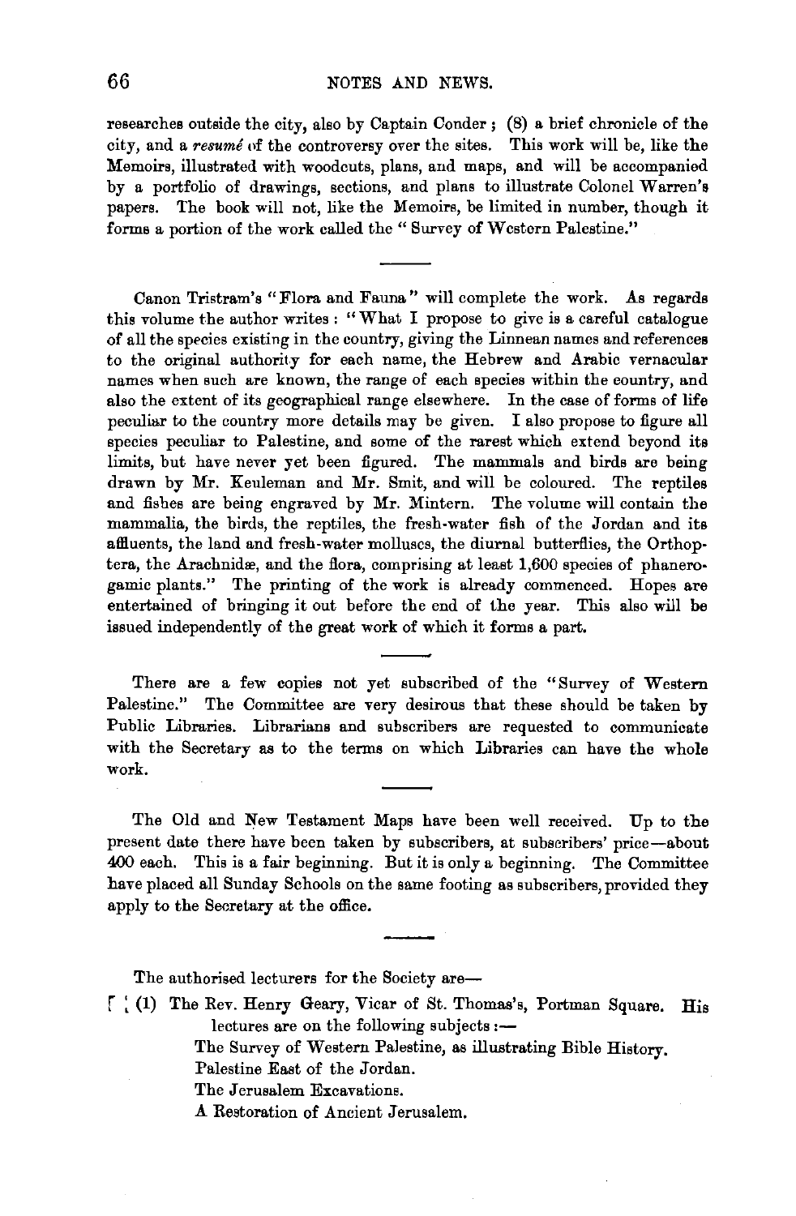researches outside the city, also by Captain Conder; (8) a brief chronicle of the city, and a *resumé* of the controversy over the sites. This work will be, like the Memoirs, illustrated with woodcuts, plans, and maps, and will be accompanied by a portfolio of drawings, sections, and plans to illustrate Colonel Warren's papers. The book will not, like the Memoirs, be limited in number, though it forms a portion of the work called the "Survey of Western Palestine."

---

Canon Tristram's "Flora and Fauna" will complete the work. As regards this volume the author writes: "What I propose to give is a careful catalogue of all the species existing in the country, giving the Linnean names and references to the original authority for each name, the Hebrew and Arabic vernacular names when such are known, the range of each species within the country, and also the extent of its geographical range elsewhere. In the case of forms of life peculiar to the country more details may be given. I also propose to figure all species peculiar to Palestine, and some of the rarest which extend beyond its limits, but have never yet been figured. The mammals and birds are being drawn by Mr. Keuleman and Mr. Smit, and will be coloured. The reptiles and fishes are being engraved by Mr. Mintern. The volume will contain the mammalia, the birds, the reptiles, the fresh-water fish of the Jordan and its affluents, the land and fresh-water molluscs, the diurnal butterflies, the Orthoptera, the Arachnidæ, and the flora, comprising at least 1,600 species of phanerogamic plants." The printing of the work is already commenced. Hopes are entertained of bringing it out before the end of the year. This also will be issued independently of the great work of which it forms a part.

---

There are a few copies not yet subscribed of the "Survey of Western Palestine." The Committee are very desirous that these should be taken by Public Libraries. Librarians and subscribers are requested to communicate with the Secretary as to the terms on which Libraries can have the whole work.

---

The Old and New Testament Maps have been well received. Up to the present date there have been taken by subscribers, at subscribers' price—about 400 each. This is a fair beginning. But it is only a beginning. The Committee have placed all Sunday Schools on the same footing as subscribers, provided they apply to the Secretary at the office.

---

The authorised lecturers for the Society are—

(1) The Rev. Henry Geary, Vicar of St. Thomas's, Portman Square. His lectures are on the following subjects:—

The Survey of Western Palestine, as illustrating Bible History.
Palestine East of the Jordan.
The Jerusalem Excavations.
A Restoration of Ancient Jerusalem.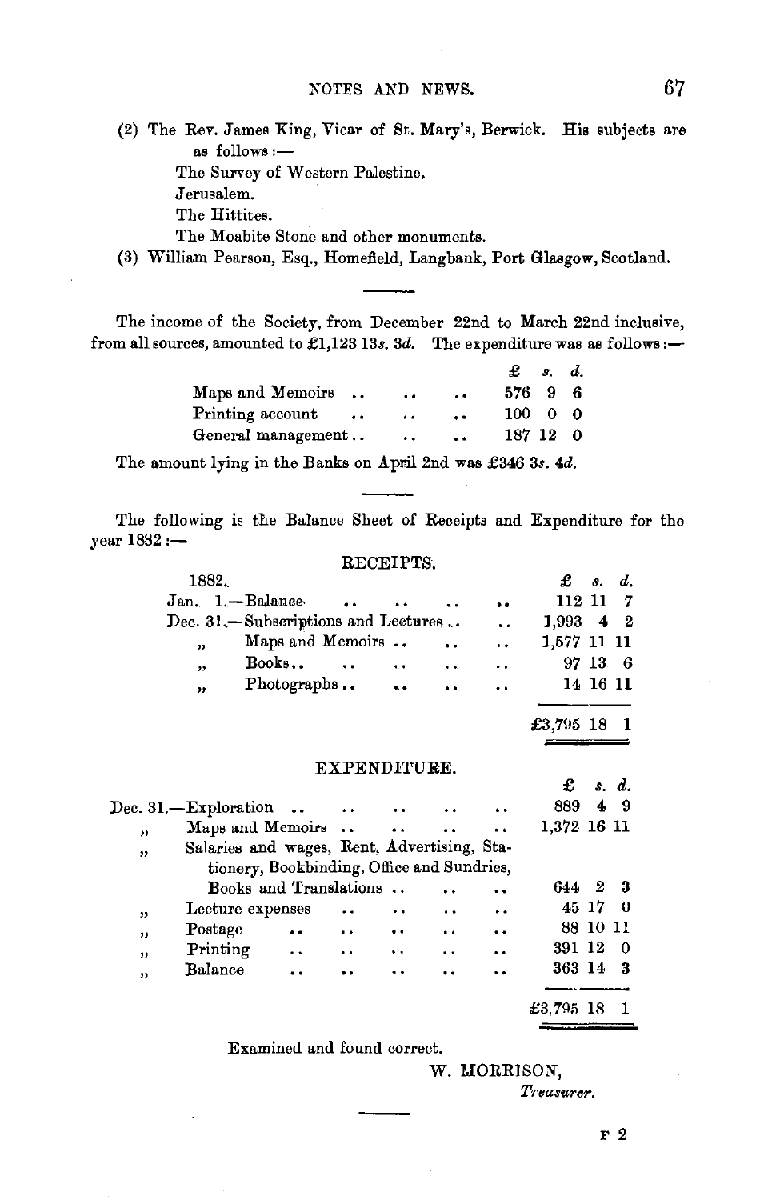(2) The Rev. James King, Vicar of St. Mary's, Berwick. His subjects are as follows:—

The Survey of Western Palestine.

Jerusalem.

The Hittites.

The Moabite Stone and other monuments.

(3) William Pearson, Esq., Homefield, Langbank, Port Glasgow, Scotland.

---

The income of the Society, from December 22nd to March 22nd inclusive, from all sources, amounted to £1,123 13*s.* 3*d.* The expenditure was as follows:—

| | £ | *s.* | *d.* |
|---|---|---|---|
| Maps and Memoirs .. .. .. | 576 | 9 | 6 |
| Printing account .. .. .. | 100 | 0 | 0 |
| General management .. .. .. | 187 | 12 | 0 |

The amount lying in the Banks on April 2nd was £346 3*s.* 4*d.*

---

The following is the Balance Sheet of Receipts and Expenditure for the year 1882:—

RECEIPTS.

| 1882. | | £ | *s.* | *d.* |
|---|---|---|---|---|
| Jan. 1. | —Balance .. .. .. .. .. | 112 | 11 | 7 |
| Dec. 31. | —Subscriptions and Lectures .. .. | 1,993 | 4 | 2 |
| „ | Maps and Memoirs .. .. .. | 1,577 | 11 | 11 |
| „ | Books.. .. .. .. .. | 97 | 13 | 6 |
| „ | Photographs .. .. .. .. | 14 | 16 | 11 |
| | | £3,795 | 18 | 1 |

EXPENDITURE.

| | | £ | *s.* | *d.* |
|---|---|---|---|---|
| Dec. 31. | —Exploration .. .. .. .. .. .. | 889 | 4 | 9 |
| „ | Maps and Memoirs .. .. .. .. | 1,372 | 16 | 11 |
| „ | Salaries and wages, Rent, Advertising, Stationery, Bookbinding, Office and Sundries, Books and Translations .. .. .. | 644 | 2 | 3 |
| „ | Lecture expenses .. .. .. .. | 45 | 17 | 0 |
| „ | Postage .. .. .. .. .. .. | 88 | 10 | 11 |
| „ | Printing .. .. .. .. .. .. | 391 | 12 | 0 |
| „ | Balance .. .. .. .. .. .. | 363 | 14 | 3 |
| | | £3,795 | 18 | 1 |

Examined and found correct.

W. MORRISON,
*Treasurer.*

---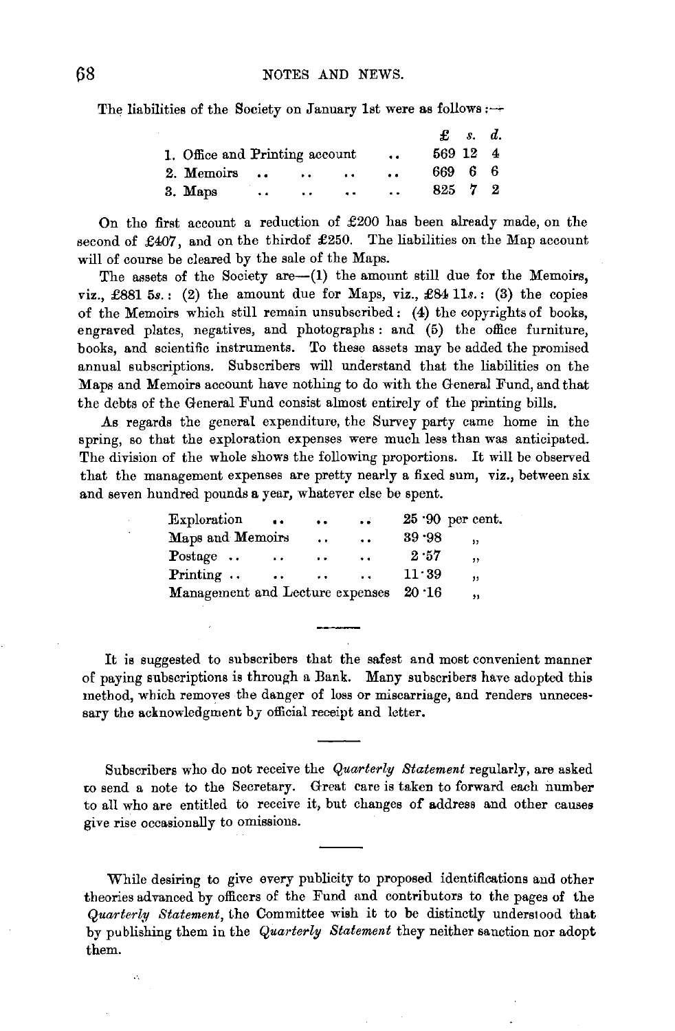The liabilities of the Society on January 1st were as follows :—

| | £ | s. | d. |
|---|---|---|---|
| 1. Office and Printing account .. | 569 | 12 | 4 |
| 2. Memoirs .. .. .. .. | 669 | 6 | 6 |
| 3. Maps .. .. .. .. | 825 | 7 | 2 |

On the first account a reduction of £200 has been already made, on the second of £407, and on the thirdof £250. The liabilities on the Map account will of course be cleared by the sale of the Maps.

The assets of the Society are—(1) the amount still due for the Memoirs, viz., £881 5*s.*: (2) the amount due for Maps, viz., £84 11*s.*: (3) the copies of the Memoirs which still remain unsubscribed: (4) the copyrights of books, engraved plates, negatives, and photographs: and (5) the office furniture, books, and scientific instruments. To these assets may be added the promised annual subscriptions. Subscribers will understand that the liabilities on the Maps and Memoirs account have nothing to do with the General Fund, and that the debts of the General Fund consist almost entirely of the printing bills.

As regards the general expenditure, the Survey party came home in the spring, so that the exploration expenses were much less than was anticipated. The division of the whole shows the following proportions. It will be observed that the management expenses are pretty nearly a fixed sum, viz., between six and seven hundred pounds a year, whatever else be spent.

| | | |
|---|---|---|
| Exploration .. .. .. | 25·90 | per cent. |
| Maps and Memoirs .. .. | 39·98 | ,, |
| Postage .. .. .. .. | 2·57 | ,, |
| Printing .. .. .. .. | 11·39 | ,, |
| Management and Lecture expenses | 20·16 | ,, |

---

It is suggested to subscribers that the safest and most convenient manner of paying subscriptions is through a Bank. Many subscribers have adopted this method, which removes the danger of loss or miscarriage, and renders unnecessary the acknowledgment by official receipt and letter.

---

Subscribers who do not receive the *Quarterly Statement* regularly, are asked to send a note to the Secretary. Great care is taken to forward each number to all who are entitled to receive it, but changes of address and other causes give rise occasionally to omissions.

---

While desiring to give every publicity to proposed identifications and other theories advanced by officers of the Fund and contributors to the pages of the *Quarterly Statement*, the Committee wish it to be distinctly understood that by publishing them in the *Quarterly Statement* they neither sanction nor adopt them.